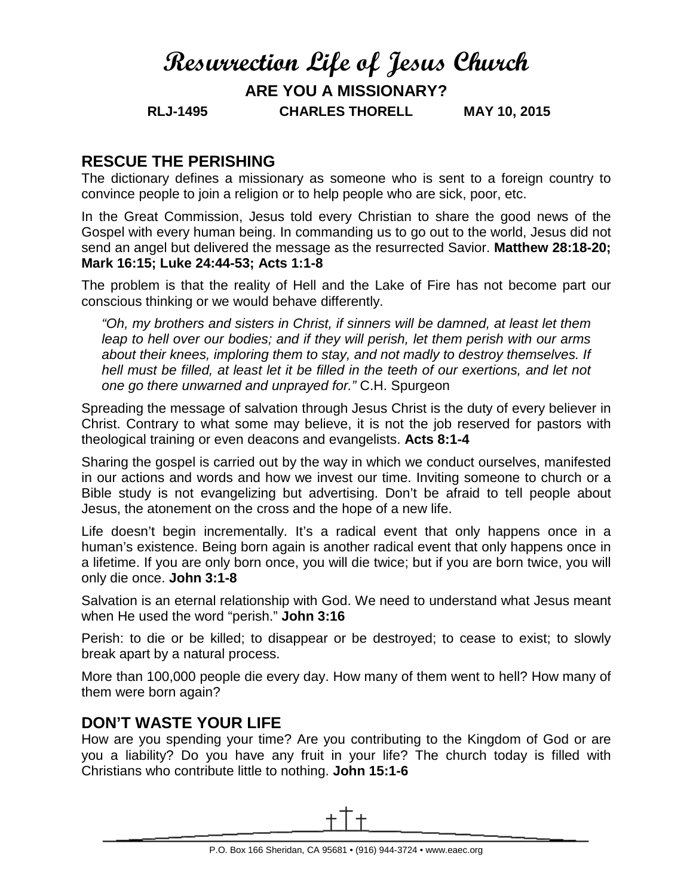# Resurrection Life of Jesus Church

## ARE YOU A MISSIONARY?

**RLJ-1495 CHARLES THORELL MAY 10, 2015**

## RESCUE THE PERISHING

The dictionary defines a missionary as someone who is sent to a foreign country to convince people to join a religion or to help people who are sick, poor, etc.

In the Great Commission, Jesus told every Christian to share the good news of the Gospel with every human being. In commanding us to go out to the world, Jesus did not send an angel but delivered the message as the resurrected Savior. **Matthew 28:18-20; Mark 16:15; Luke 24:44-53; Acts 1:1-8**

The problem is that the reality of Hell and the Lake of Fire has not become part our conscious thinking or we would behave differently.

> *"Oh, my brothers and sisters in Christ, if sinners will be damned, at least let them leap to hell over our bodies; and if they will perish, let them perish with our arms about their knees, imploring them to stay, and not madly to destroy themselves. If hell must be filled, at least let it be filled in the teeth of our exertions, and let not one go there unwarned and unprayed for."* C.H. Spurgeon

Spreading the message of salvation through Jesus Christ is the duty of every believer in Christ. Contrary to what some may believe, it is not the job reserved for pastors with theological training or even deacons and evangelists. **Acts 8:1-4**

Sharing the gospel is carried out by the way in which we conduct ourselves, manifested in our actions and words and how we invest our time. Inviting someone to church or a Bible study is not evangelizing but advertising. Don't be afraid to tell people about Jesus, the atonement on the cross and the hope of a new life.

Life doesn't begin incrementally. It's a radical event that only happens once in a human's existence. Being born again is another radical event that only happens once in a lifetime. If you are only born once, you will die twice; but if you are born twice, you will only die once. **John 3:1-8**

Salvation is an eternal relationship with God. We need to understand what Jesus meant when He used the word "perish." **John 3:16**

Perish: to die or be killed; to disappear or be destroyed; to cease to exist; to slowly break apart by a natural process.

More than 100,000 people die every day. How many of them went to hell? How many of them were born again?

## DON'T WASTE YOUR LIFE

How are you spending your time? Are you contributing to the Kingdom of God or are you a liability? Do you have any fruit in your life? The church today is filled with Christians who contribute little to nothing. **John 15:1-6**

P.O. Box 166 Sheridan, CA 95681 • (916) 944-3724 • www.eaec.org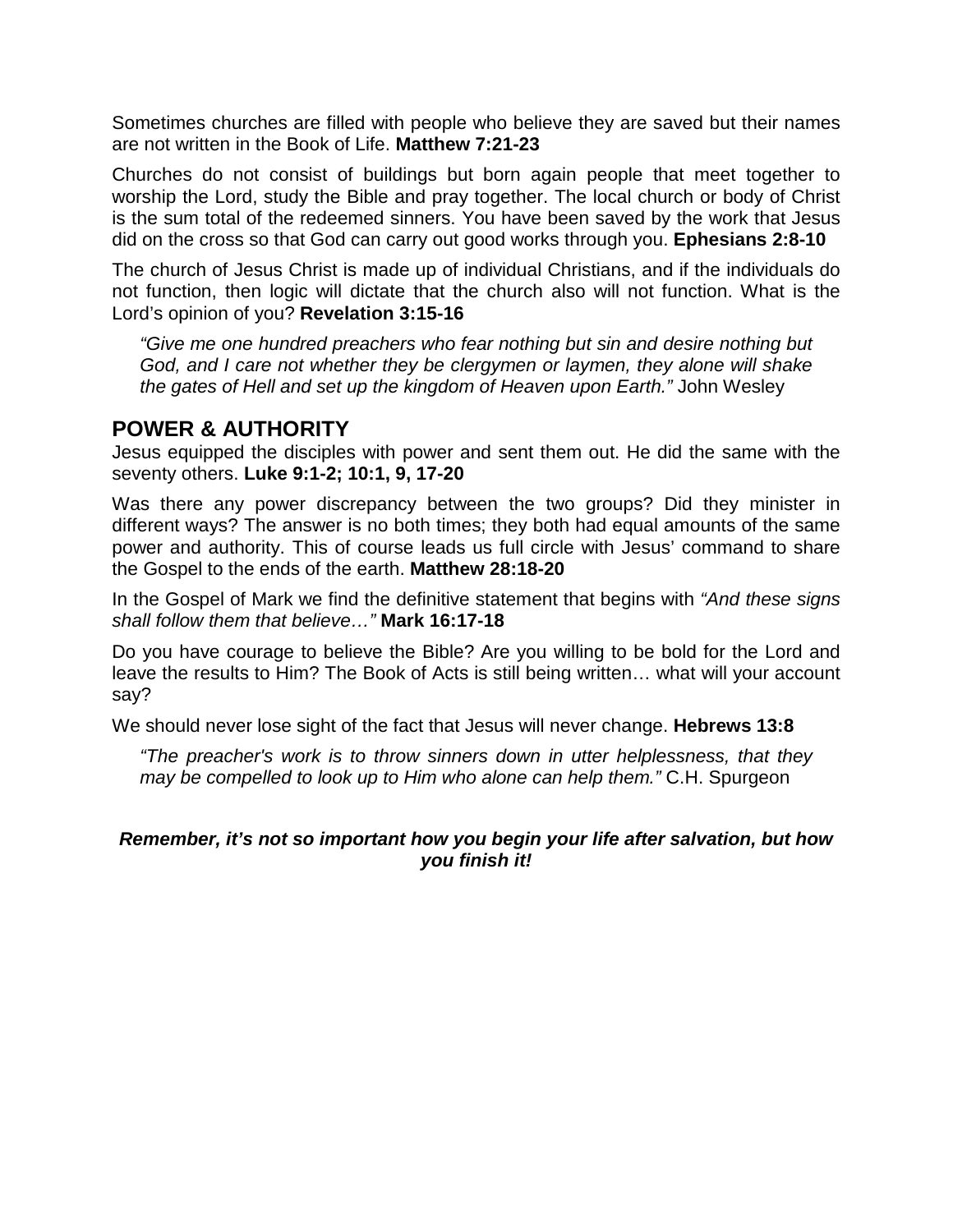Sometimes churches are filled with people who believe they are saved but their names are not written in the Book of Life. **Matthew 7:21-23**

Churches do not consist of buildings but born again people that meet together to worship the Lord, study the Bible and pray together. The local church or body of Christ is the sum total of the redeemed sinners. You have been saved by the work that Jesus did on the cross so that God can carry out good works through you. **Ephesians 2:8-10**

The church of Jesus Christ is made up of individual Christians, and if the individuals do not function, then logic will dictate that the church also will not function. What is the Lord's opinion of you? **Revelation 3:15-16**

> *"Give me one hundred preachers who fear nothing but sin and desire nothing but God, and I care not whether they be clergymen or laymen, they alone will shake the gates of Hell and set up the kingdom of Heaven upon Earth."* John Wesley

## POWER & AUTHORITY

Jesus equipped the disciples with power and sent them out. He did the same with the seventy others. **Luke 9:1-2; 10:1, 9, 17-20**

Was there any power discrepancy between the two groups? Did they minister in different ways? The answer is no both times; they both had equal amounts of the same power and authority. This of course leads us full circle with Jesus' command to share the Gospel to the ends of the earth. **Matthew 28:18-20**

In the Gospel of Mark we find the definitive statement that begins with *"And these signs shall follow them that believe…"* **Mark 16:17-18**

Do you have courage to believe the Bible? Are you willing to be bold for the Lord and leave the results to Him? The Book of Acts is still being written… what will your account say?

We should never lose sight of the fact that Jesus will never change. **Hebrews 13:8**

> *"The preacher's work is to throw sinners down in utter helplessness, that they may be compelled to look up to Him who alone can help them."* C.H. Spurgeon

***Remember, it's not so important how you begin your life after salvation, but how you finish it!***